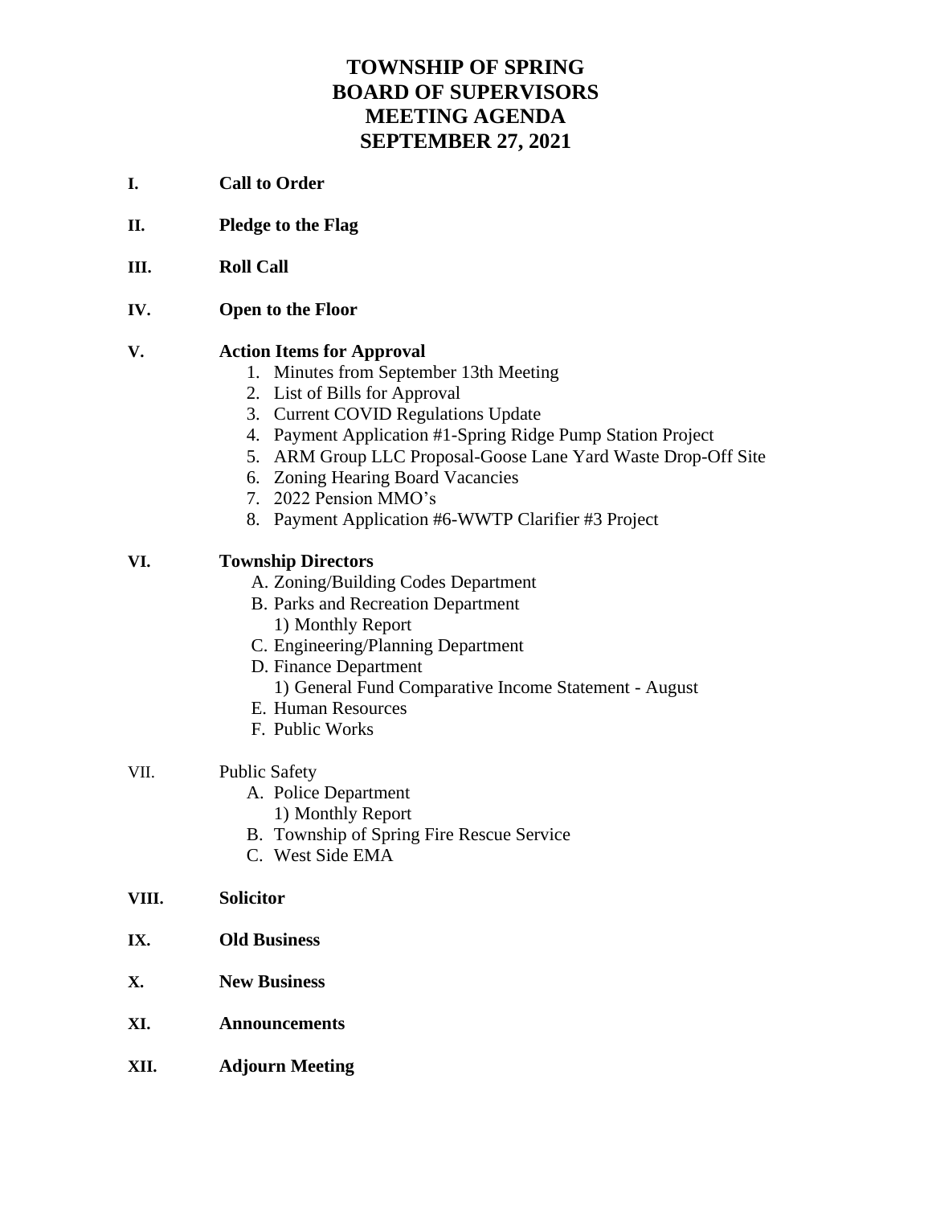# TOWNSHIP OF SPRING
# BOARD OF SUPERVISORS
# MEETING AGENDA
# SEPTEMBER 27, 2021

**I. Call to Order**

**II. Pledge to the Flag**

**III. Roll Call**

**IV. Open to the Floor**

**V. Action Items for Approval**

1. Minutes from September 13th Meeting
2. List of Bills for Approval
3. Current COVID Regulations Update
4. Payment Application #1-Spring Ridge Pump Station Project
5. ARM Group LLC Proposal-Goose Lane Yard Waste Drop-Off Site
6. Zoning Hearing Board Vacancies
7. 2022 Pension MMO's
8. Payment Application #6-WWTP Clarifier #3 Project

**VI. Township Directors**

- A. Zoning/Building Codes Department
- B. Parks and Recreation Department
  - 1) Monthly Report
- C. Engineering/Planning Department
- D. Finance Department
  - 1) General Fund Comparative Income Statement - August
- E. Human Resources
- F. Public Works

VII. Public Safety

- A. Police Department
  - 1) Monthly Report
- B. Township of Spring Fire Rescue Service
- C. West Side EMA

**VIII. Solicitor**

**IX. Old Business**

**X. New Business**

**XI. Announcements**

**XII. Adjourn Meeting**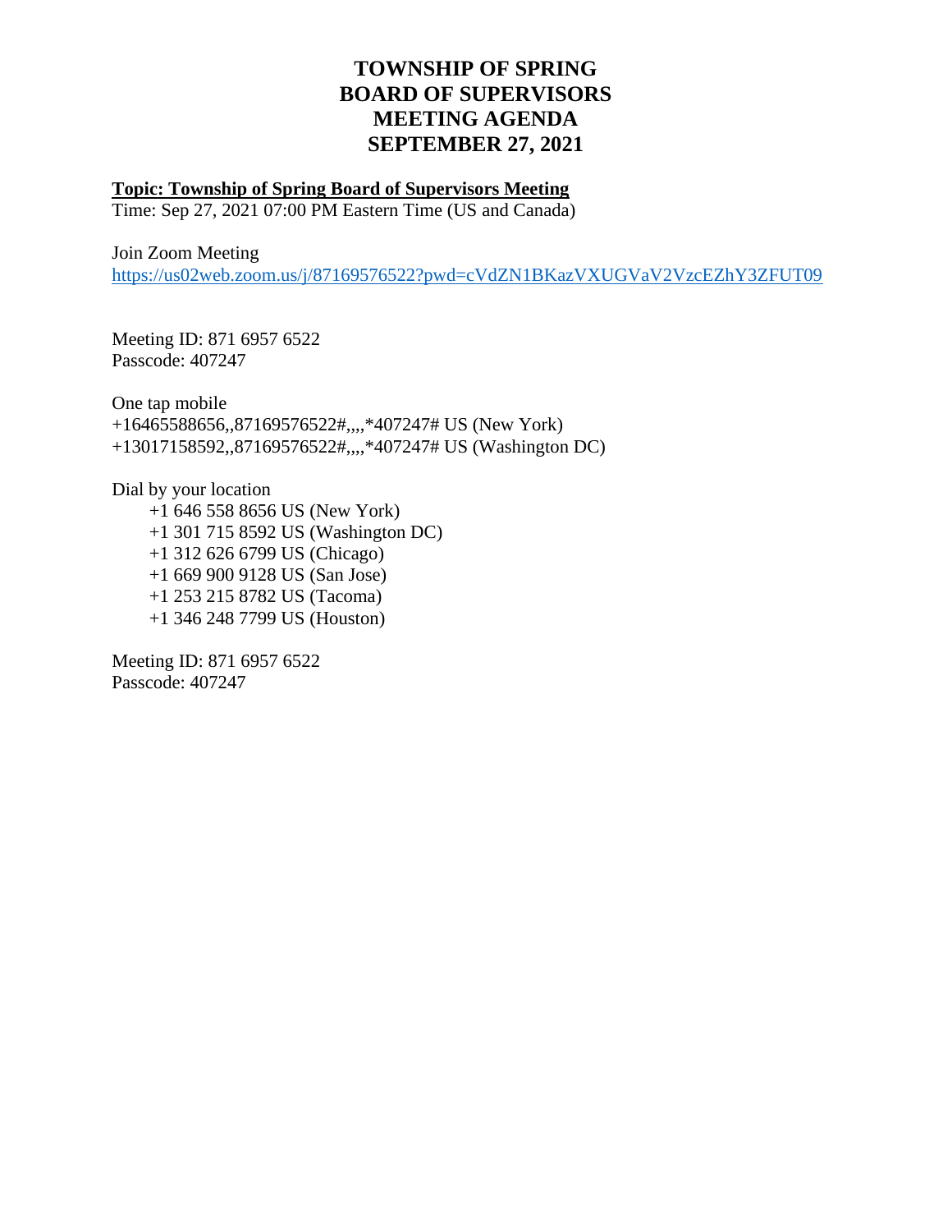# TOWNSHIP OF SPRING
# BOARD OF SUPERVISORS
# MEETING AGENDA
# SEPTEMBER 27, 2021

**Topic: Township of Spring Board of Supervisors Meeting**
Time: Sep 27, 2021 07:00 PM Eastern Time (US and Canada)

Join Zoom Meeting
https://us02web.zoom.us/j/87169576522?pwd=cVdZN1BKazVXUGVaV2VzcEZhY3ZFUT09

Meeting ID: 871 6957 6522
Passcode: 407247

One tap mobile
+16465588656,,87169576522#,,,,*407247# US (New York)
+13017158592,,87169576522#,,,,*407247# US (Washington DC)

Dial by your location
+1 646 558 8656 US (New York)
+1 301 715 8592 US (Washington DC)
+1 312 626 6799 US (Chicago)
+1 669 900 9128 US (San Jose)
+1 253 215 8782 US (Tacoma)
+1 346 248 7799 US (Houston)

Meeting ID: 871 6957 6522
Passcode: 407247